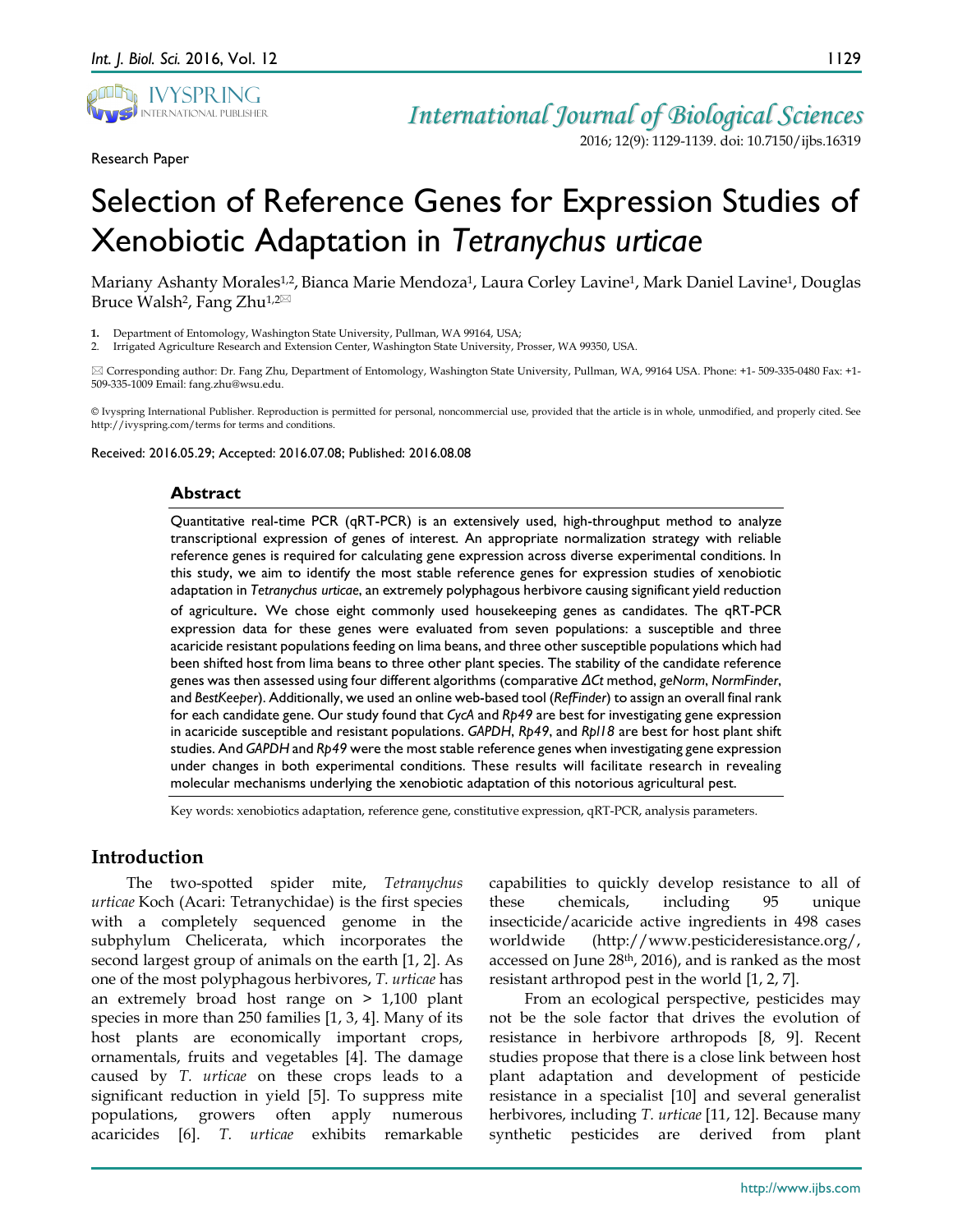Research Paper

# Selection of Reference Genes for Expression Studies of Xenobiotic Adaptation in *Tetranychus urticae*

Mariany Ashanty Morales[1,2], Bianca Marie Mendoza[1], Laura Corley Lavine[1], Mark Daniel Lavine[1], Douglas Bruce Walsh[2], Fang Zhu[1,2]✉

1. Department of Entomology, Washington State University, Pullman, WA 99164, USA;
2. Irrigated Agriculture Research and Extension Center, Washington State University, Prosser, WA 99350, USA.

✉ Corresponding author: Dr. Fang Zhu, Department of Entomology, Washington State University, Pullman, WA, 99164 USA. Phone: +1- 509-335-0480 Fax: +1-509-335-1009 Email: fang.zhu@wsu.edu.

© Ivyspring International Publisher. Reproduction is permitted for personal, noncommercial use, provided that the article is in whole, unmodified, and properly cited. See http://ivyspring.com/terms for terms and conditions.

Received: 2016.05.29; Accepted: 2016.07.08; Published: 2016.08.08

## Abstract

Quantitative real-time PCR (qRT-PCR) is an extensively used, high-throughput method to analyze transcriptional expression of genes of interest. An appropriate normalization strategy with reliable reference genes is required for calculating gene expression across diverse experimental conditions. In this study, we aim to identify the most stable reference genes for expression studies of xenobiotic adaptation in *Tetranychus urticae*, an extremely polyphagous herbivore causing significant yield reduction of agriculture. We chose eight commonly used housekeeping genes as candidates. The qRT-PCR expression data for these genes were evaluated from seven populations: a susceptible and three acaricide resistant populations feeding on lima beans, and three other susceptible populations which had been shifted host from lima beans to three other plant species. The stability of the candidate reference genes was then assessed using four different algorithms (comparative *ΔCt* method, *geNorm*, *NormFinder*, and *BestKeeper*). Additionally, we used an online web-based tool (*RefFinder*) to assign an overall final rank for each candidate gene. Our study found that *CycA* and *Rp49* are best for investigating gene expression in acaricide susceptible and resistant populations. *GAPDH*, *Rp49*, and *Rpl18* are best for host plant shift studies. And *GAPDH* and *Rp49* were the most stable reference genes when investigating gene expression under changes in both experimental conditions. These results will facilitate research in revealing molecular mechanisms underlying the xenobiotic adaptation of this notorious agricultural pest.

Key words: xenobiotics adaptation, reference gene, constitutive expression, qRT-PCR, analysis parameters.

## Introduction

The two-spotted spider mite, *Tetranychus urticae* Koch (Acari: Tetranychidae) is the first species with a completely sequenced genome in the subphylum Chelicerata, which incorporates the second largest group of animals on the earth [1, 2]. As one of the most polyphagous herbivores, *T. urticae* has an extremely broad host range on > 1,100 plant species in more than 250 families [1, 3, 4]. Many of its host plants are economically important crops, ornamentals, fruits and vegetables [4]. The damage caused by *T. urticae* on these crops leads to a significant reduction in yield [5]. To suppress mite populations, growers often apply numerous acaricides [6]. *T. urticae* exhibits remarkable capabilities to quickly develop resistance to all of these chemicals, including 95 unique insecticide/acaricide active ingredients in 498 cases worldwide (http://www.pesticideresistance.org/, accessed on June 28th, 2016), and is ranked as the most resistant arthropod pest in the world [1, 2, 7].

From an ecological perspective, pesticides may not be the sole factor that drives the evolution of resistance in herbivore arthropods [8, 9]. Recent studies propose that there is a close link between host plant adaptation and development of pesticide resistance in a specialist [10] and several generalist herbivores, including *T. urticae* [11, 12]. Because many synthetic pesticides are derived from plant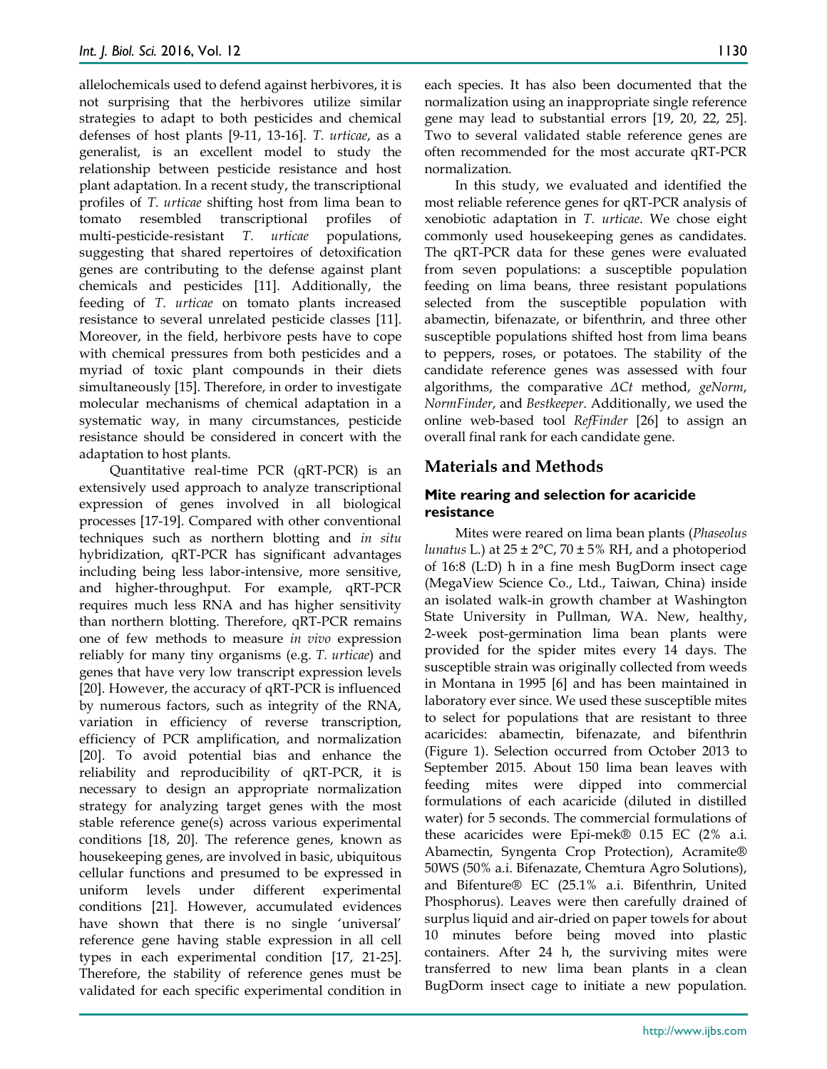allelochemicals used to defend against herbivores, it is not surprising that the herbivores utilize similar strategies to adapt to both pesticides and chemical defenses of host plants [9-11, 13-16]. *T. urticae*, as a generalist, is an excellent model to study the relationship between pesticide resistance and host plant adaptation. In a recent study, the transcriptional profiles of *T. urticae* shifting host from lima bean to tomato resembled transcriptional profiles of multi-pesticide-resistant *T. urticae* populations, suggesting that shared repertoires of detoxification genes are contributing to the defense against plant chemicals and pesticides [11]. Additionally, the feeding of *T. urticae* on tomato plants increased resistance to several unrelated pesticide classes [11]. Moreover, in the field, herbivore pests have to cope with chemical pressures from both pesticides and a myriad of toxic plant compounds in their diets simultaneously [15]. Therefore, in order to investigate molecular mechanisms of chemical adaptation in a systematic way, in many circumstances, pesticide resistance should be considered in concert with the adaptation to host plants.

Quantitative real-time PCR (qRT-PCR) is an extensively used approach to analyze transcriptional expression of genes involved in all biological processes [17-19]. Compared with other conventional techniques such as northern blotting and *in situ* hybridization, qRT-PCR has significant advantages including being less labor-intensive, more sensitive, and higher-throughput. For example, qRT-PCR requires much less RNA and has higher sensitivity than northern blotting. Therefore, qRT-PCR remains one of few methods to measure *in vivo* expression reliably for many tiny organisms (e.g. *T. urticae*) and genes that have very low transcript expression levels [20]. However, the accuracy of qRT-PCR is influenced by numerous factors, such as integrity of the RNA, variation in efficiency of reverse transcription, efficiency of PCR amplification, and normalization [20]. To avoid potential bias and enhance the reliability and reproducibility of qRT-PCR, it is necessary to design an appropriate normalization strategy for analyzing target genes with the most stable reference gene(s) across various experimental conditions [18, 20]. The reference genes, known as housekeeping genes, are involved in basic, ubiquitous cellular functions and presumed to be expressed in uniform levels under different experimental conditions [21]. However, accumulated evidences have shown that there is no single 'universal' reference gene having stable expression in all cell types in each experimental condition [17, 21-25]. Therefore, the stability of reference genes must be validated for each specific experimental condition in each species. It has also been documented that the normalization using an inappropriate single reference gene may lead to substantial errors [19, 20, 22, 25]. Two to several validated stable reference genes are often recommended for the most accurate qRT-PCR normalization.

In this study, we evaluated and identified the most reliable reference genes for qRT-PCR analysis of xenobiotic adaptation in *T. urticae*. We chose eight commonly used housekeeping genes as candidates. The qRT-PCR data for these genes were evaluated from seven populations: a susceptible population feeding on lima beans, three resistant populations selected from the susceptible population with abamectin, bifenazate, or bifenthrin, and three other susceptible populations shifted host from lima beans to peppers, roses, or potatoes. The stability of the candidate reference genes was assessed with four algorithms, the comparative *ΔCt* method, *geNorm*, *NormFinder*, and *Bestkeeper*. Additionally, we used the online web-based tool *RefFinder* [26] to assign an overall final rank for each candidate gene.

## Materials and Methods

### Mite rearing and selection for acaricide resistance

Mites were reared on lima bean plants (*Phaseolus lunatus* L.) at 25 ± 2°C, 70 ± 5% RH, and a photoperiod of 16:8 (L:D) h in a fine mesh BugDorm insect cage (MegaView Science Co., Ltd., Taiwan, China) inside an isolated walk-in growth chamber at Washington State University in Pullman, WA. New, healthy, 2-week post-germination lima bean plants were provided for the spider mites every 14 days. The susceptible strain was originally collected from weeds in Montana in 1995 [6] and has been maintained in laboratory ever since. We used these susceptible mites to select for populations that are resistant to three acaricides: abamectin, bifenazate, and bifenthrin (Figure 1). Selection occurred from October 2013 to September 2015. About 150 lima bean leaves with feeding mites were dipped into commercial formulations of each acaricide (diluted in distilled water) for 5 seconds. The commercial formulations of these acaricides were Epi-mek® 0.15 EC (2% a.i. Abamectin, Syngenta Crop Protection), Acramite® 50WS (50% a.i. Bifenazate, Chemtura Agro Solutions), and Bifenture® EC (25.1% a.i. Bifenthrin, United Phosphorus). Leaves were then carefully drained of surplus liquid and air-dried on paper towels for about 10 minutes before being moved into plastic containers. After 24 h, the surviving mites were transferred to new lima bean plants in a clean BugDorm insect cage to initiate a new population.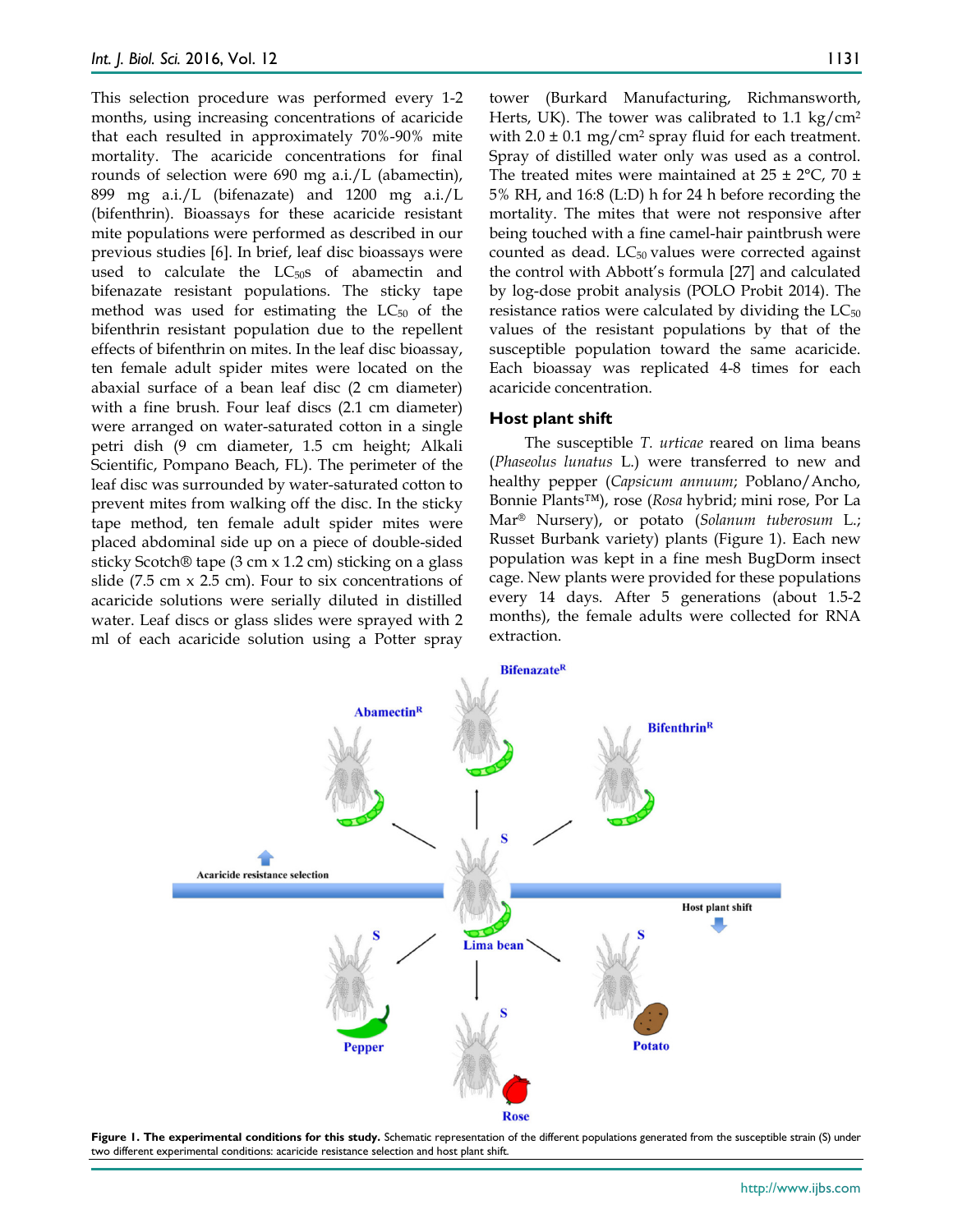This selection procedure was performed every 1-2 months, using increasing concentrations of acaricide that each resulted in approximately 70%-90% mite mortality. The acaricide concentrations for final rounds of selection were 690 mg a.i./L (abamectin), 899 mg a.i./L (bifenazate) and 1200 mg a.i./L (bifenthrin). Bioassays for these acaricide resistant mite populations were performed as described in our previous studies [6]. In brief, leaf disc bioassays were used to calculate the $LC_{50}$s of abamectin and bifenazate resistant populations. The sticky tape method was used for estimating the $LC_{50}$ of the bifenthrin resistant population due to the repellent effects of bifenthrin on mites. In the leaf disc bioassay, ten female adult spider mites were located on the abaxial surface of a bean leaf disc (2 cm diameter) with a fine brush. Four leaf discs (2.1 cm diameter) were arranged on water-saturated cotton in a single petri dish (9 cm diameter, 1.5 cm height; Alkali Scientific, Pompano Beach, FL). The perimeter of the leaf disc was surrounded by water-saturated cotton to prevent mites from walking off the disc. In the sticky tape method, ten female adult spider mites were placed abdominal side up on a piece of double-sided sticky Scotch® tape (3 cm x 1.2 cm) sticking on a glass slide (7.5 cm x 2.5 cm). Four to six concentrations of acaricide solutions were serially diluted in distilled water. Leaf discs or glass slides were sprayed with 2 ml of each acaricide solution using a Potter spray tower (Burkard Manufacturing, Richmansworth, Herts, UK). The tower was calibrated to 1.1 kg/cm$^2$ with 2.0 ± 0.1 mg/cm$^2$ spray fluid for each treatment. Spray of distilled water only was used as a control. The treated mites were maintained at 25 ± 2°C, 70 ± 5% RH, and 16:8 (L:D) h for 24 h before recording the mortality. The mites that were not responsive after being touched with a fine camel-hair paintbrush were counted as dead. $LC_{50}$ values were corrected against the control with Abbott's formula [27] and calculated by log-dose probit analysis (POLO Probit 2014). The resistance ratios were calculated by dividing the $LC_{50}$ values of the resistant populations by that of the susceptible population toward the same acaricide. Each bioassay was replicated 4-8 times for each acaricide concentration.

## Host plant shift

The susceptible *T. urticae* reared on lima beans (*Phaseolus lunatus* L.) were transferred to new and healthy pepper (*Capsicum annuum*; Poblano/Ancho, Bonnie Plants™), rose (*Rosa* hybrid; mini rose, Por La Mar® Nursery), or potato (*Solanum tuberosum* L.; Russet Burbank variety) plants (Figure 1). Each new population was kept in a fine mesh BugDorm insect cage. New plants were provided for these populations every 14 days. After 5 generations (about 1.5-2 months), the female adults were collected for RNA extraction.

**Figure 1. The experimental conditions for this study.** Schematic representation of the different populations generated from the susceptible strain (S) under two different experimental conditions: acaricide resistance selection and host plant shift.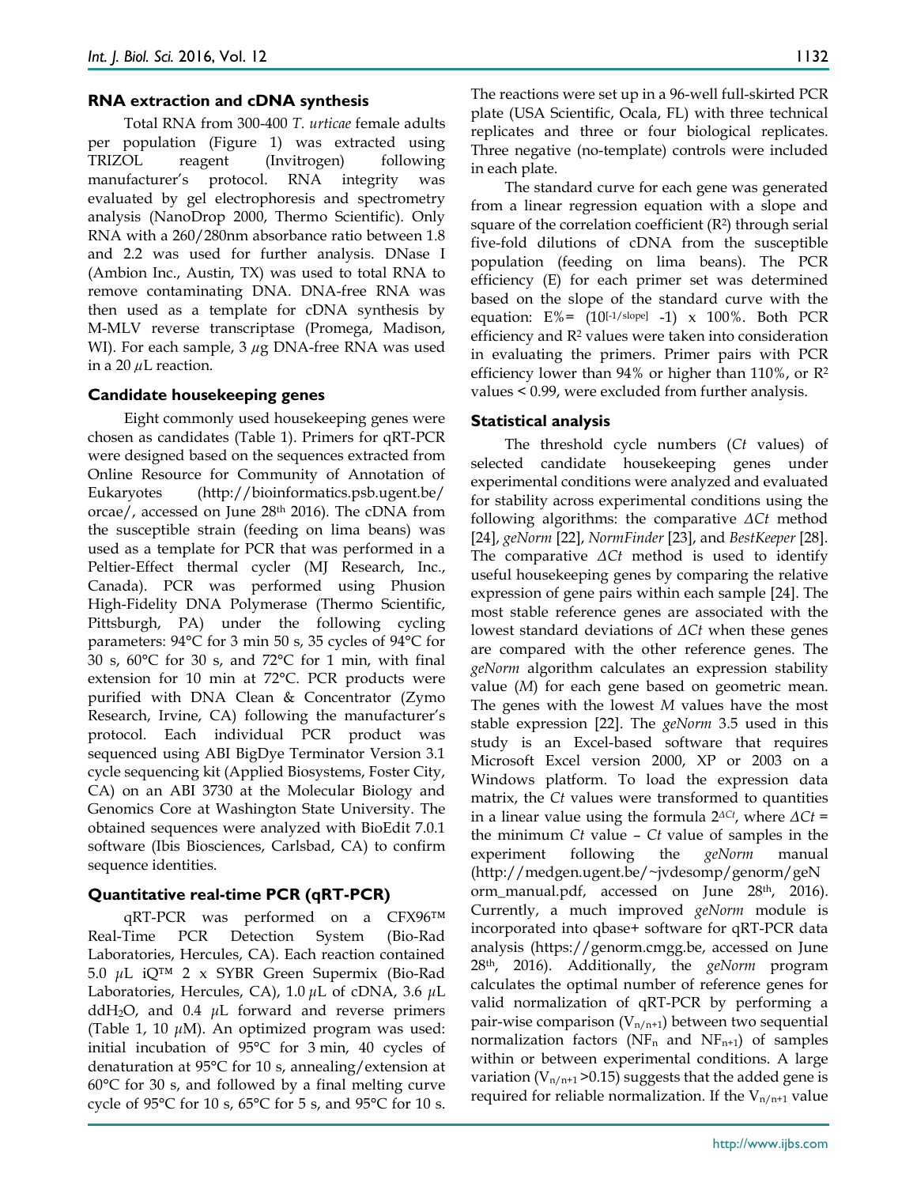### RNA extraction and cDNA synthesis

Total RNA from 300-400 *T. urticae* female adults per population (Figure 1) was extracted using TRIZOL reagent (Invitrogen) following manufacturer's protocol. RNA integrity was evaluated by gel electrophoresis and spectrometry analysis (NanoDrop 2000, Thermo Scientific). Only RNA with a 260/280nm absorbance ratio between 1.8 and 2.2 was used for further analysis. DNase I (Ambion Inc., Austin, TX) was used to total RNA to remove contaminating DNA. DNA-free RNA was then used as a template for cDNA synthesis by M-MLV reverse transcriptase (Promega, Madison, WI). For each sample, 3 $\mu$g DNA-free RNA was used in a 20 $\mu$L reaction.

### Candidate housekeeping genes

Eight commonly used housekeeping genes were chosen as candidates (Table 1). Primers for qRT-PCR were designed based on the sequences extracted from Online Resource for Community of Annotation of Eukaryotes (http://bioinformatics.psb.ugent.be/orcae/, accessed on June 28th 2016). The cDNA from the susceptible strain (feeding on lima beans) was used as a template for PCR that was performed in a Peltier-Effect thermal cycler (MJ Research, Inc., Canada). PCR was performed using Phusion High-Fidelity DNA Polymerase (Thermo Scientific, Pittsburgh, PA) under the following cycling parameters: 94°C for 3 min 50 s, 35 cycles of 94°C for 30 s, 60°C for 30 s, and 72°C for 1 min, with final extension for 10 min at 72°C. PCR products were purified with DNA Clean & Concentrator (Zymo Research, Irvine, CA) following the manufacturer's protocol. Each individual PCR product was sequenced using ABI BigDye Terminator Version 3.1 cycle sequencing kit (Applied Biosystems, Foster City, CA) on an ABI 3730 at the Molecular Biology and Genomics Core at Washington State University. The obtained sequences were analyzed with BioEdit 7.0.1 software (Ibis Biosciences, Carlsbad, CA) to confirm sequence identities.

### Quantitative real-time PCR (qRT-PCR)

qRT-PCR was performed on a CFX96™ Real-Time PCR Detection System (Bio-Rad Laboratories, Hercules, CA). Each reaction contained 5.0 $\mu$L iQ™ 2 x SYBR Green Supermix (Bio-Rad Laboratories, Hercules, CA), 1.0 $\mu$L of cDNA, 3.6 $\mu$L dd$H_2O$, and 0.4 $\mu$L forward and reverse primers (Table 1, 10 $\mu$M). An optimized program was used: initial incubation of 95°C for 3 min, 40 cycles of denaturation at 95°C for 10 s, annealing/extension at 60°C for 30 s, and followed by a final melting curve cycle of 95°C for 10 s, 65°C for 5 s, and 95°C for 10 s. The reactions were set up in a 96-well full-skirted PCR plate (USA Scientific, Ocala, FL) with three technical replicates and three or four biological replicates. Three negative (no-template) controls were included in each plate.

The standard curve for each gene was generated from a linear regression equation with a slope and square of the correlation coefficient ($R^2$) through serial five-fold dilutions of cDNA from the susceptible population (feeding on lima beans). The PCR efficiency (E) for each primer set was determined based on the slope of the standard curve with the equation: $E\% = (10^{[-1/slope]} - 1) \times 100\%$. Both PCR efficiency and $R^2$ values were taken into consideration in evaluating the primers. Primer pairs with PCR efficiency lower than 94% or higher than 110%, or $R^2$ values < 0.99, were excluded from further analysis.

### Statistical analysis

The threshold cycle numbers (*Ct* values) of selected candidate housekeeping genes under experimental conditions were analyzed and evaluated for stability across experimental conditions using the following algorithms: the comparative $\Delta Ct$ method [24], *geNorm* [22], *NormFinder* [23], and *BestKeeper* [28]. The comparative $\Delta Ct$ method is used to identify useful housekeeping genes by comparing the relative expression of gene pairs within each sample [24]. The most stable reference genes are associated with the lowest standard deviations of $\Delta Ct$ when these genes are compared with the other reference genes. The *geNorm* algorithm calculates an expression stability value (*M*) for each gene based on geometric mean. The genes with the lowest *M* values have the most stable expression [22]. The *geNorm* 3.5 used in this study is an Excel-based software that requires Microsoft Excel version 2000, XP or 2003 on a Windows platform. To load the expression data matrix, the *Ct* values were transformed to quantities in a linear value using the formula $2^{\Delta Ct}$, where $\Delta Ct$ = the minimum *Ct* value – *Ct* value of samples in the experiment following the *geNorm* manual (http://medgen.ugent.be/~jvdesomp/genorm/geNorm_manual.pdf, accessed on June 28th, 2016). Currently, a much improved *geNorm* module is incorporated into qbase+ software for qRT-PCR data analysis (https://genorm.cmgg.be, accessed on June 28th, 2016). Additionally, the *geNorm* program calculates the optimal number of reference genes for valid normalization of qRT-PCR by performing a pair-wise comparison ($V_{n/n+1}$) between two sequential normalization factors ($NF_n$ and $NF_{n+1}$) of samples within or between experimental conditions. A large variation ($V_{n/n+1}$ >0.15) suggests that the added gene is required for reliable normalization. If the $V_{n/n+1}$ value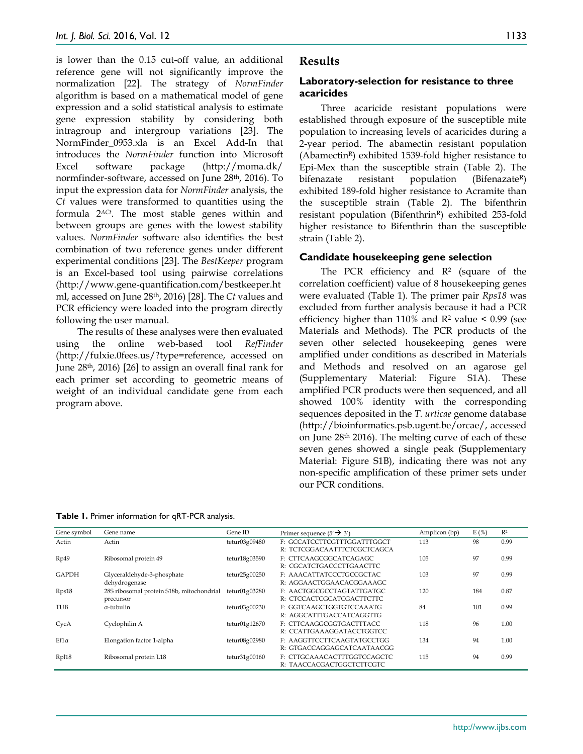is lower than the 0.15 cut-off value, an additional reference gene will not significantly improve the normalization [22]. The strategy of *NormFinder* algorithm is based on a mathematical model of gene expression and a solid statistical analysis to estimate gene expression stability by considering both intragroup and intergroup variations [23]. The NormFinder_0953.xla is an Excel Add-In that introduces the *NormFinder* function into Microsoft Excel software package (http://moma.dk/normfinder-software, accessed on June 28th, 2016). To input the expression data for *NormFinder* analysis, the *Ct* values were transformed to quantities using the formula $2^{\Delta Ct}$. The most stable genes within and between groups are genes with the lowest stability values. *NormFinder* software also identifies the best combination of two reference genes under different experimental conditions [23]. The *BestKeeper* program is an Excel-based tool using pairwise correlations (http://www.gene-quantification.com/bestkeeper.html, accessed on June 28th, 2016) [28]. The *Ct* values and PCR efficiency were loaded into the program directly following the user manual.

The results of these analyses were then evaluated using the online web-based tool *RefFinder* (http://fulxie.0fees.us/?type=reference, accessed on June 28th, 2016) [26] to assign an overall final rank for each primer set according to geometric means of weight of an individual candidate gene from each program above.

## Results

### Laboratory-selection for resistance to three acaricides

Three acaricide resistant populations were established through exposure of the susceptible mite population to increasing levels of acaricides during a 2-year period. The abamectin resistant population (Abamectin[R]) exhibited 1539-fold higher resistance to Epi-Mex than the susceptible strain (Table 2). The bifenazate resistant population (Bifenazate[R]) exhibited 189-fold higher resistance to Acramite than the susceptible strain (Table 2). The bifenthrin resistant population (Bifenthrin[R]) exhibited 253-fold higher resistance to Bifenthrin than the susceptible strain (Table 2).

### Candidate housekeeping gene selection

The PCR efficiency and $R^2$ (square of the correlation coefficient) value of 8 housekeeping genes were evaluated (Table 1). The primer pair *Rps18* was excluded from further analysis because it had a PCR efficiency higher than 110% and $R^2$ value < 0.99 (see Materials and Methods). The PCR products of the seven other selected housekeeping genes were amplified under conditions as described in Materials and Methods and resolved on an agarose gel (Supplementary Material: Figure S1A). These amplified PCR products were then sequenced, and all showed 100% identity with the corresponding sequences deposited in the *T. urticae* genome database (http://bioinformatics.psb.ugent.be/orcae/, accessed on June 28th 2016). The melting curve of each of these seven genes showed a single peak (Supplementary Material: Figure S1B), indicating there was not any non-specific amplification of these primer sets under our PCR conditions.

**Table 1.** Primer information for qRT-PCR analysis.

| Gene symbol | Gene name | Gene ID | Primer sequence (5′→ 3′) | Amplicon (bp) | E (%) | $R^2$ |
|---|---|---|---|---|---|---|
| Actin | Actin | tetur03g09480 | F: GCCATCCTTCGTTTGGATTTGGCT<br>R: TCTCGGACAATTTCTCGCTCAGCA | 113 | 98 | 0.99 |
| Rp49 | Ribosomal protein 49 | tetur18g03590 | F: CTTCAAGCGGCATCAGAGC<br>R: CGCATCTGACCCTTGAACTTC | 105 | 97 | 0.99 |
| GAPDH | Glyceraldehyde-3-phosphate dehydrogenase | tetur25g00250 | F: AAACATTATCCCTGCCGCTAC<br>R: AGGAACTGGAACACGGAAAGC | 103 | 97 | 0.99 |
| Rps18 | 28S ribosomal protein S18b, mitochondrial precursor | tetur01g03280 | F: AACTGGCGCCTAGTATTGATGC<br>R: CTCCACTCGCATCGACTTCTTC | 120 | 184 | 0.87 |
| TUB | α-tubulin | tetur03g00230 | F: GGTCAAGCTGGTGTCCAAATG<br>R: AGGCATTTGACCATCAGGTTG | 84 | 101 | 0.99 |
| CycA | Cyclophilin A | tetur01g12670 | F: CTTCAAGGCGGTGACTTTACC<br>R: CCATTGAAAGGATACCTGGTCC | 118 | 96 | 1.00 |
| Ef1α | Elongation factor 1-alpha | tetur08g02980 | F: AAGGTTCCTTCAAGTATGCCTGG<br>R: GTGACCAGGAGCATCAATAACGG | 134 | 94 | 1.00 |
| Rpl18 | Ribosomal protein L18 | tetur31g00160 | F: CTTGCAAACACTTTGGTCCAGCTC<br>R: TAACCACGACTGGCTCTTCGTC | 115 | 94 | 0.99 |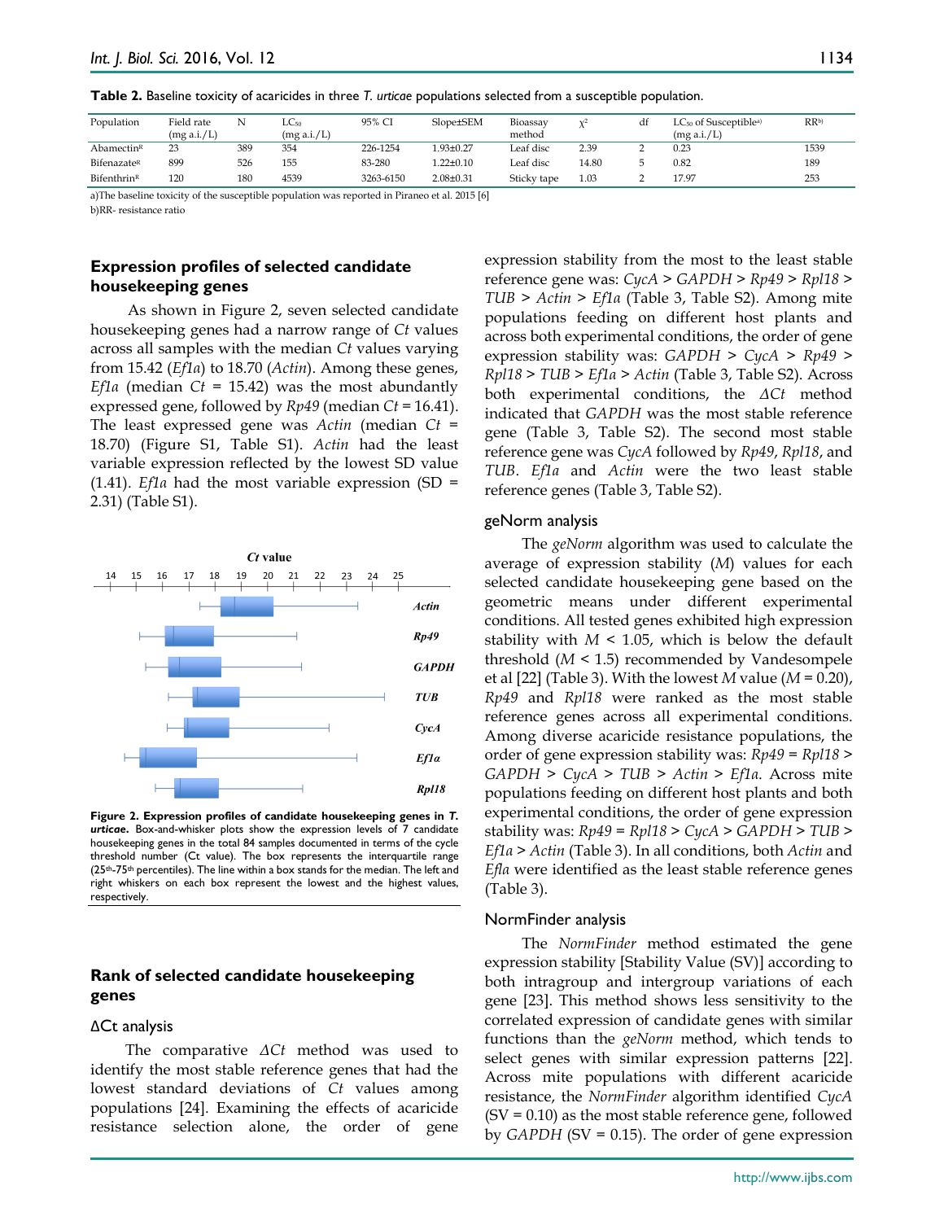**Table 2.** Baseline toxicity of acaricides in three *T. urticae* populations selected from a susceptible population.

| Population | Field rate (mg a.i./L) | N | $LC_{50}$ (mg a.i./L) | 95% CI | Slope±SEM | Bioassay method | $\chi^2$ | df | $LC_{50}$ of Susceptible[a)] (mg a.i./L) | RR[b)] |
|---|---|---|---|---|---|---|---|---|---|---|
| Abamectin[R] | 23 | 389 | 354 | 226-1254 | 1.93±0.27 | Leaf disc | 2.39 | 2 | 0.23 | 1539 |
| Bifenazate[R] | 899 | 526 | 155 | 83-280 | 1.22±0.10 | Leaf disc | 14.80 | 5 | 0.82 | 189 |
| Bifenthrin[R] | 120 | 180 | 4539 | 3263-6150 | 2.08±0.31 | Sticky tape | 1.03 | 2 | 17.97 | 253 |

a)The baseline toxicity of the susceptible population was reported in Piraneo et al. 2015 [6]

b)RR- resistance ratio

## Expression profiles of selected candidate housekeeping genes

As shown in Figure 2, seven selected candidate housekeeping genes had a narrow range of *Ct* values across all samples with the median *Ct* values varying from 15.42 (*Ef1a*) to 18.70 (*Actin*). Among these genes, *Ef1a* (median *Ct* = 15.42) was the most abundantly expressed gene, followed by *Rp49* (median *Ct* = 16.41). The least expressed gene was *Actin* (median *Ct* = 18.70) (Figure S1, Table S1). *Actin* had the least variable expression reflected by the lowest SD value (1.41). *Ef1a* had the most variable expression (SD = 2.31) (Table S1).

**Figure 2. Expression profiles of candidate housekeeping genes in *T. urticae*.** Box-and-whisker plots show the expression levels of 7 candidate housekeeping genes in the total 84 samples documented in terms of the cycle threshold number (Ct value). The box represents the interquartile range (25th-75th percentiles). The line within a box stands for the median. The left and right whiskers on each box represent the lowest and the highest values, respectively.

## Rank of selected candidate housekeeping genes

### ΔCt analysis

The comparative *ΔCt* method was used to identify the most stable reference genes that had the lowest standard deviations of *Ct* values among populations [24]. Examining the effects of acaricide resistance selection alone, the order of gene expression stability from the most to the least stable reference gene was: *CycA* > *GAPDH* > *Rp49* > *Rpl18* > *TUB* > *Actin* > *Ef1a* (Table 3, Table S2). Among mite populations feeding on different host plants and across both experimental conditions, the order of gene expression stability was: *GAPDH* > *CycA* > *Rp49* > *Rpl18* > *TUB* > *Ef1a* > *Actin* (Table 3, Table S2). Across both experimental conditions, the *ΔCt* method indicated that *GAPDH* was the most stable reference gene (Table 3, Table S2). The second most stable reference gene was *CycA* followed by *Rp49*, *Rpl18*, and *TUB*. *Ef1a* and *Actin* were the two least stable reference genes (Table 3, Table S2).

### geNorm analysis

The *geNorm* algorithm was used to calculate the average of expression stability (*M*) values for each selected candidate housekeeping gene based on the geometric means under different experimental conditions. All tested genes exhibited high expression stability with *M* < 1.05, which is below the default threshold (*M* < 1.5) recommended by Vandesompele et al [22] (Table 3). With the lowest *M* value (*M* = 0.20), *Rp49* and *Rpl18* were ranked as the most stable reference genes across all experimental conditions. Among diverse acaricide resistance populations, the order of gene expression stability was: *Rp49* = *Rpl18* > *GAPDH* > *CycA* > *TUB* > *Actin* > *Ef1a*. Across mite populations feeding on different host plants and both experimental conditions, the order of gene expression stability was: *Rp49* = *Rpl18* > *CycA* > *GAPDH* > *TUB* > *Ef1a* > *Actin* (Table 3). In all conditions, both *Actin* and *Efla* were identified as the least stable reference genes (Table 3).

### NormFinder analysis

The *NormFinder* method estimated the gene expression stability [Stability Value (SV)] according to both intragroup and intergroup variations of each gene [23]. This method shows less sensitivity to the correlated expression of candidate genes with similar functions than the *geNorm* method, which tends to select genes with similar expression patterns [22]. Across mite populations with different acaricide resistance, the *NormFinder* algorithm identified *CycA* (SV = 0.10) as the most stable reference gene, followed by *GAPDH* (SV = 0.15). The order of gene expression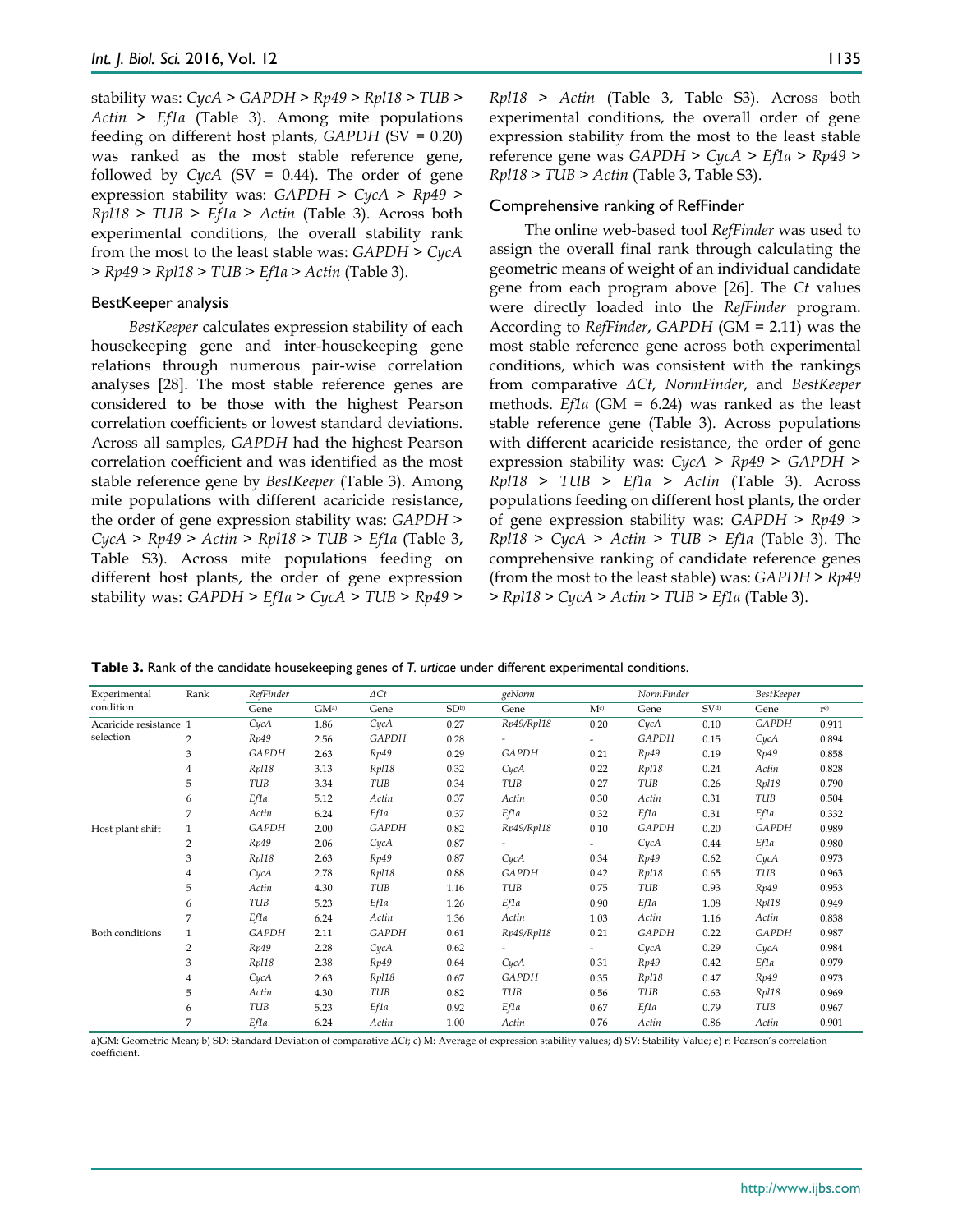stability was: *CycA* > *GAPDH* > *Rp49* > *Rpl18* > *TUB* > *Actin* > *Ef1a* (Table 3). Among mite populations feeding on different host plants, *GAPDH* (SV = 0.20) was ranked as the most stable reference gene, followed by *CycA* (SV = 0.44). The order of gene expression stability was: *GAPDH* > *CycA* > *Rp49* > *Rpl18* > *TUB* > *Ef1a* > *Actin* (Table 3). Across both experimental conditions, the overall stability rank from the most to the least stable was: *GAPDH* > *CycA* > *Rp49* > *Rpl18* > *TUB* > *Ef1a* > *Actin* (Table 3).

### BestKeeper analysis

*BestKeeper* calculates expression stability of each housekeeping gene and inter-housekeeping gene relations through numerous pair-wise correlation analyses [28]. The most stable reference genes are considered to be those with the highest Pearson correlation coefficients or lowest standard deviations. Across all samples, *GAPDH* had the highest Pearson correlation coefficient and was identified as the most stable reference gene by *BestKeeper* (Table 3). Among mite populations with different acaricide resistance, the order of gene expression stability was: *GAPDH* > *CycA* > *Rp49* > *Actin* > *Rpl18* > *TUB* > *Ef1a* (Table 3, Table S3). Across mite populations feeding on different host plants, the order of gene expression stability was: *GAPDH* > *Ef1a* > *CycA* > *TUB* > *Rp49* > *Rpl18* > *Actin* (Table 3, Table S3). Across both experimental conditions, the overall order of gene expression stability from the most to the least stable reference gene was *GAPDH* > *CycA* > *Ef1a* > *Rp49* > *Rpl18* > *TUB* > *Actin* (Table 3, Table S3).

### Comprehensive ranking of RefFinder

The online web-based tool *RefFinder* was used to assign the overall final rank through calculating the geometric means of weight of an individual candidate gene from each program above [26]. The *Ct* values were directly loaded into the *RefFinder* program. According to *RefFinder*, *GAPDH* (GM = 2.11) was the most stable reference gene across both experimental conditions, which was consistent with the rankings from comparative *ΔCt*, *NormFinder*, and *BestKeeper* methods. *Ef1a* (GM = 6.24) was ranked as the least stable reference gene (Table 3). Across populations with different acaricide resistance, the order of gene expression stability was: *CycA* > *Rp49* > *GAPDH* > *Rpl18* > *TUB* > *Ef1a* > *Actin* (Table 3). Across populations feeding on different host plants, the order of gene expression stability was: *GAPDH* > *Rp49* > *Rpl18* > *CycA* > *Actin* > *TUB* > *Ef1a* (Table 3). The comprehensive ranking of candidate reference genes (from the most to the least stable) was: *GAPDH* > *Rp49* > *Rpl18* > *CycA* > *Actin* > *TUB* > *Ef1a* (Table 3).

**Table 3.** Rank of the candidate housekeeping genes of *T. urticae* under different experimental conditions.

| Experimental condition | Rank | *RefFinder* | | *ΔCt* | | *geNorm* | | *NormFinder* | | *BestKeeper* | |
|---|---|---|---|---|---|---|---|---|---|---|---|
| | | Gene | GM[a)] | Gene | SD[b)] | Gene | M[c)] | Gene | SV[d)] | Gene | r[e)] |
| Acaricide resistance selection | 1 | *CycA* | 1.86 | *CycA* | 0.27 | *Rp49/Rpl18* | 0.20 | *CycA* | 0.10 | *GAPDH* | 0.911 |
| | 2 | *Rp49* | 2.56 | *GAPDH* | 0.28 | - | - | *GAPDH* | 0.15 | *CycA* | 0.894 |
| | 3 | *GAPDH* | 2.63 | *Rp49* | 0.29 | *GAPDH* | 0.21 | *Rp49* | 0.19 | *Rp49* | 0.858 |
| | 4 | *Rpl18* | 3.13 | *Rpl18* | 0.32 | *CycA* | 0.22 | *Rpl18* | 0.24 | *Actin* | 0.828 |
| | 5 | *TUB* | 3.34 | *TUB* | 0.34 | *TUB* | 0.27 | *TUB* | 0.26 | *Rpl18* | 0.790 |
| | 6 | *Ef1a* | 5.12 | *Actin* | 0.37 | *Actin* | 0.30 | *Actin* | 0.31 | *TUB* | 0.504 |
| | 7 | *Actin* | 6.24 | *Ef1a* | 0.37 | *Ef1a* | 0.32 | *Ef1a* | 0.31 | *Ef1a* | 0.332 |
| Host plant shift | 1 | *GAPDH* | 2.00 | *GAPDH* | 0.82 | *Rp49/Rpl18* | 0.10 | *GAPDH* | 0.20 | *GAPDH* | 0.989 |
| | 2 | *Rp49* | 2.06 | *CycA* | 0.87 | - | - | *CycA* | 0.44 | *Ef1a* | 0.980 |
| | 3 | *Rpl18* | 2.63 | *Rp49* | 0.87 | *CycA* | 0.34 | *Rp49* | 0.62 | *CycA* | 0.973 |
| | 4 | *CycA* | 2.78 | *Rpl18* | 0.88 | *GAPDH* | 0.42 | *Rpl18* | 0.65 | *TUB* | 0.963 |
| | 5 | *Actin* | 4.30 | *TUB* | 1.16 | *TUB* | 0.75 | *TUB* | 0.93 | *Rp49* | 0.953 |
| | 6 | *TUB* | 5.23 | *Ef1a* | 1.26 | *Ef1a* | 0.90 | *Ef1a* | 1.08 | *Rpl18* | 0.949 |
| | 7 | *Ef1a* | 6.24 | *Actin* | 1.36 | *Actin* | 1.03 | *Actin* | 1.16 | *Actin* | 0.838 |
| Both conditions | 1 | *GAPDH* | 2.11 | *GAPDH* | 0.61 | *Rp49/Rpl18* | 0.21 | *GAPDH* | 0.22 | *GAPDH* | 0.987 |
| | 2 | *Rp49* | 2.28 | *CycA* | 0.62 | - | - | *CycA* | 0.29 | *CycA* | 0.984 |
| | 3 | *Rpl18* | 2.38 | *Rp49* | 0.64 | *CycA* | 0.31 | *Rp49* | 0.42 | *Ef1a* | 0.979 |
| | 4 | *CycA* | 2.63 | *Rpl18* | 0.67 | *GAPDH* | 0.35 | *Rpl18* | 0.47 | *Rp49* | 0.973 |
| | 5 | *Actin* | 4.30 | *TUB* | 0.82 | *TUB* | 0.56 | *TUB* | 0.63 | *Rpl18* | 0.969 |
| | 6 | *TUB* | 5.23 | *Ef1a* | 0.92 | *Ef1a* | 0.67 | *Ef1a* | 0.79 | *TUB* | 0.967 |
| | 7 | *Ef1a* | 6.24 | *Actin* | 1.00 | *Actin* | 0.76 | *Actin* | 0.86 | *Actin* | 0.901 |

a)GM: Geometric Mean; b) SD: Standard Deviation of comparative *ΔCt*; c) M: Average of expression stability values; d) SV: Stability Value; e) r: Pearson's correlation coefficient.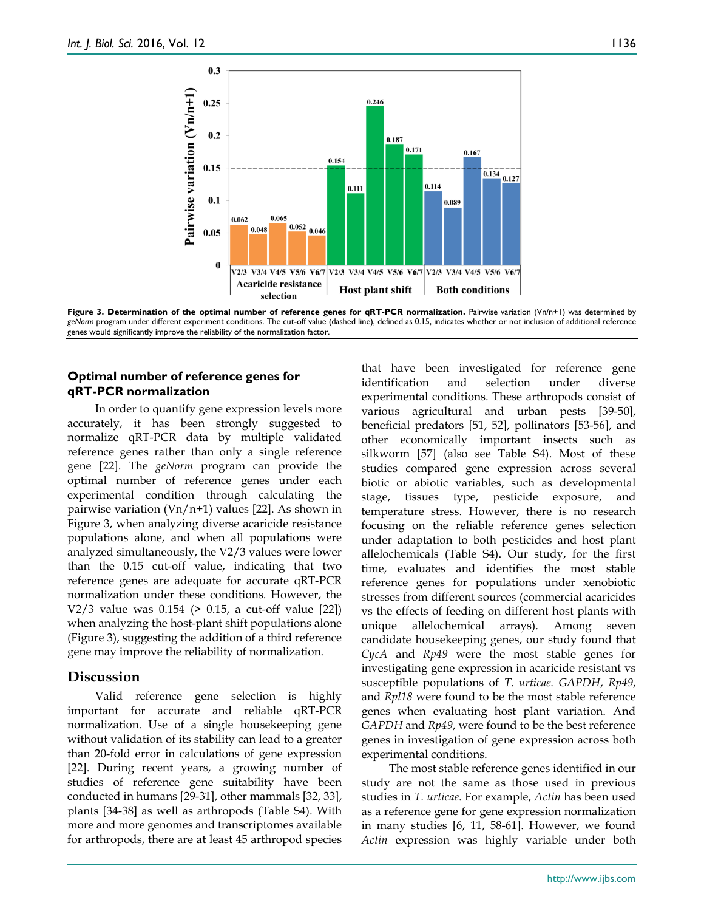**Figure 3. Determination of the optimal number of reference genes for qRT-PCR normalization.** Pairwise variation (Vn/n+1) was determined by *geNorm* program under different experiment conditions. The cut-off value (dashed line), defined as 0.15, indicates whether or not inclusion of additional reference genes would significantly improve the reliability of the normalization factor.

### Optimal number of reference genes for qRT-PCR normalization

In order to quantify gene expression levels more accurately, it has been strongly suggested to normalize qRT-PCR data by multiple validated reference genes rather than only a single reference gene [22]. The *geNorm* program can provide the optimal number of reference genes under each experimental condition through calculating the pairwise variation (Vn/n+1) values [22]. As shown in Figure 3, when analyzing diverse acaricide resistance populations alone, and when all populations were analyzed simultaneously, the V2/3 values were lower than the 0.15 cut-off value, indicating that two reference genes are adequate for accurate qRT-PCR normalization under these conditions. However, the V2/3 value was 0.154 (> 0.15, a cut-off value [22]) when analyzing the host-plant shift populations alone (Figure 3), suggesting the addition of a third reference gene may improve the reliability of normalization.

## Discussion

Valid reference gene selection is highly important for accurate and reliable qRT-PCR normalization. Use of a single housekeeping gene without validation of its stability can lead to a greater than 20-fold error in calculations of gene expression [22]. During recent years, a growing number of studies of reference gene suitability have been conducted in humans [29-31], other mammals [32, 33], plants [34-38] as well as arthropods (Table S4). With more and more genomes and transcriptomes available for arthropods, there are at least 45 arthropod species that have been investigated for reference gene identification and selection under diverse experimental conditions. These arthropods consist of various agricultural and urban pests [39-50], beneficial predators [51, 52], pollinators [53-56], and other economically important insects such as silkworm [57] (also see Table S4). Most of these studies compared gene expression across several biotic or abiotic variables, such as developmental stage, tissues type, pesticide exposure, and temperature stress. However, there is no research focusing on the reliable reference genes selection under adaptation to both pesticides and host plant allelochemicals (Table S4). Our study, for the first time, evaluates and identifies the most stable reference genes for populations under xenobiotic stresses from different sources (commercial acaricides vs the effects of feeding on different host plants with unique allelochemical arrays). Among seven candidate housekeeping genes, our study found that *CycA* and *Rp49* were the most stable genes for investigating gene expression in acaricide resistant vs susceptible populations of *T. urticae*. *GAPDH*, *Rp49*, and *Rpl18* were found to be the most stable reference genes when evaluating host plant variation. And *GAPDH* and *Rp49*, were found to be the best reference genes in investigation of gene expression across both experimental conditions.

The most stable reference genes identified in our study are not the same as those used in previous studies in *T. urticae*. For example, *Actin* has been used as a reference gene for gene expression normalization in many studies [6, 11, 58-61]. However, we found *Actin* expression was highly variable under both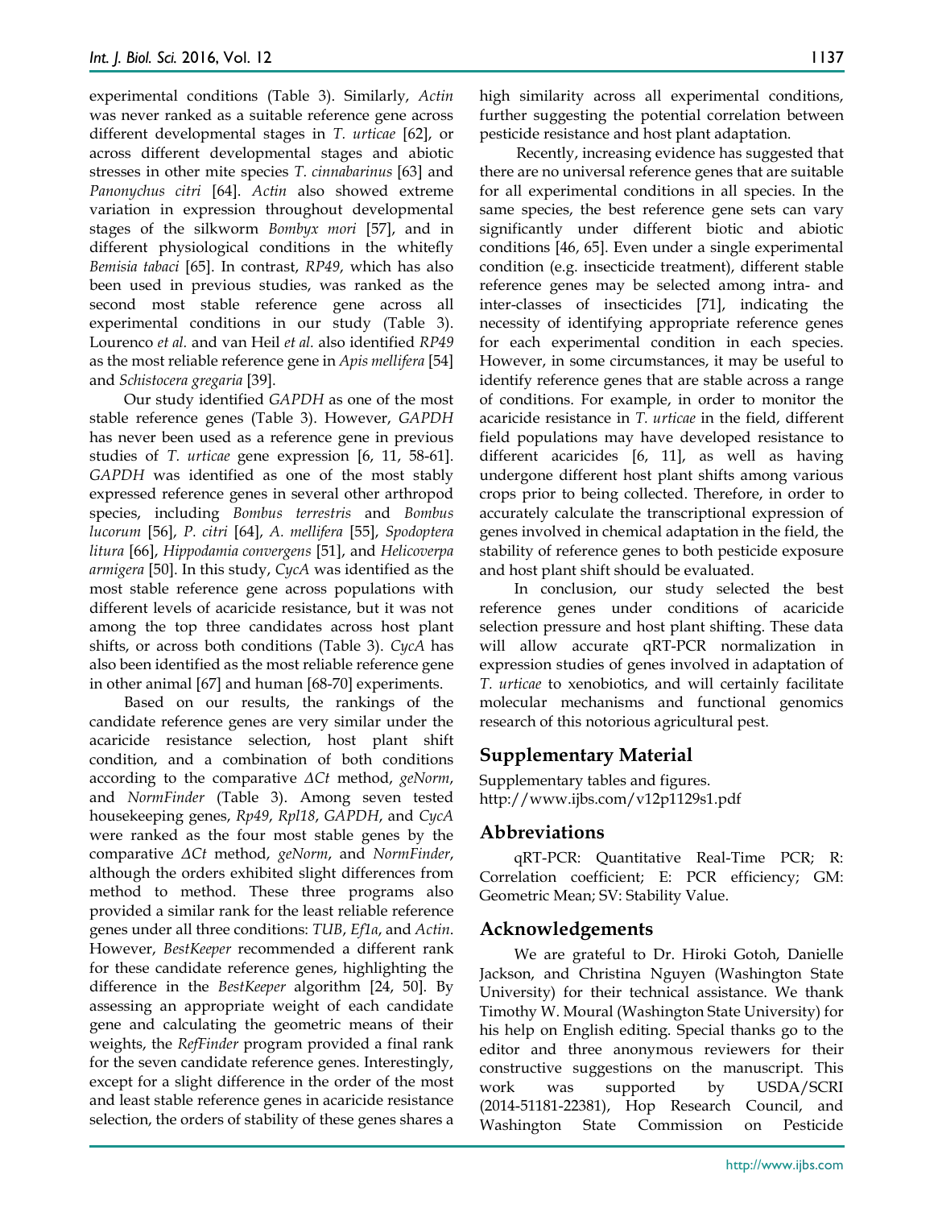experimental conditions (Table 3). Similarly, *Actin* was never ranked as a suitable reference gene across different developmental stages in *T. urticae* [62], or across different developmental stages and abiotic stresses in other mite species *T. cinnabarinus* [63] and *Panonychus citri* [64]. *Actin* also showed extreme variation in expression throughout developmental stages of the silkworm *Bombyx mori* [57], and in different physiological conditions in the whitefly *Bemisia tabaci* [65]. In contrast, *RP49*, which has also been used in previous studies, was ranked as the second most stable reference gene across all experimental conditions in our study (Table 3). Lourenco *et al.* and van Heil *et al.* also identified *RP49* as the most reliable reference gene in *Apis mellifera* [54] and *Schistocera gregaria* [39].

Our study identified *GAPDH* as one of the most stable reference genes (Table 3). However, *GAPDH* has never been used as a reference gene in previous studies of *T. urticae* gene expression [6, 11, 58-61]. *GAPDH* was identified as one of the most stably expressed reference genes in several other arthropod species, including *Bombus terrestris* and *Bombus lucorum* [56], *P. citri* [64], *A. mellifera* [55], *Spodoptera litura* [66], *Hippodamia convergens* [51], and *Helicoverpa armigera* [50]. In this study, *CycA* was identified as the most stable reference gene across populations with different levels of acaricide resistance, but it was not among the top three candidates across host plant shifts, or across both conditions (Table 3). *CycA* has also been identified as the most reliable reference gene in other animal [67] and human [68-70] experiments.

Based on our results, the rankings of the candidate reference genes are very similar under the acaricide resistance selection, host plant shift condition, and a combination of both conditions according to the comparative *ΔCt* method, *geNorm*, and *NormFinder* (Table 3). Among seven tested housekeeping genes, *Rp49*, *Rpl18*, *GAPDH*, and *CycA* were ranked as the four most stable genes by the comparative *ΔCt* method, *geNorm*, and *NormFinder*, although the orders exhibited slight differences from method to method. These three programs also provided a similar rank for the least reliable reference genes under all three conditions: *TUB*, *Ef1a*, and *Actin*. However, *BestKeeper* recommended a different rank for these candidate reference genes, highlighting the difference in the *BestKeeper* algorithm [24, 50]. By assessing an appropriate weight of each candidate gene and calculating the geometric means of their weights, the *RefFinder* program provided a final rank for the seven candidate reference genes. Interestingly, except for a slight difference in the order of the most and least stable reference genes in acaricide resistance selection, the orders of stability of these genes shares a high similarity across all experimental conditions, further suggesting the potential correlation between pesticide resistance and host plant adaptation.

Recently, increasing evidence has suggested that there are no universal reference genes that are suitable for all experimental conditions in all species. In the same species, the best reference gene sets can vary significantly under different biotic and abiotic conditions [46, 65]. Even under a single experimental condition (e.g. insecticide treatment), different stable reference genes may be selected among intra- and inter-classes of insecticides [71], indicating the necessity of identifying appropriate reference genes for each experimental condition in each species. However, in some circumstances, it may be useful to identify reference genes that are stable across a range of conditions. For example, in order to monitor the acaricide resistance in *T. urticae* in the field, different field populations may have developed resistance to different acaricides [6, 11], as well as having undergone different host plant shifts among various crops prior to being collected. Therefore, in order to accurately calculate the transcriptional expression of genes involved in chemical adaptation in the field, the stability of reference genes to both pesticide exposure and host plant shift should be evaluated.

In conclusion, our study selected the best reference genes under conditions of acaricide selection pressure and host plant shifting. These data will allow accurate qRT-PCR normalization in expression studies of genes involved in adaptation of *T. urticae* to xenobiotics, and will certainly facilitate molecular mechanisms and functional genomics research of this notorious agricultural pest.

## Supplementary Material

Supplementary tables and figures.
http://www.ijbs.com/v12p1129s1.pdf

## Abbreviations

qRT-PCR: Quantitative Real-Time PCR; R: Correlation coefficient; E: PCR efficiency; GM: Geometric Mean; SV: Stability Value.

## Acknowledgements

We are grateful to Dr. Hiroki Gotoh, Danielle Jackson, and Christina Nguyen (Washington State University) for their technical assistance. We thank Timothy W. Moural (Washington State University) for his help on English editing. Special thanks go to the editor and three anonymous reviewers for their constructive suggestions on the manuscript. This work was supported by USDA/SCRI (2014-51181-22381), Hop Research Council, and Washington State Commission on Pesticide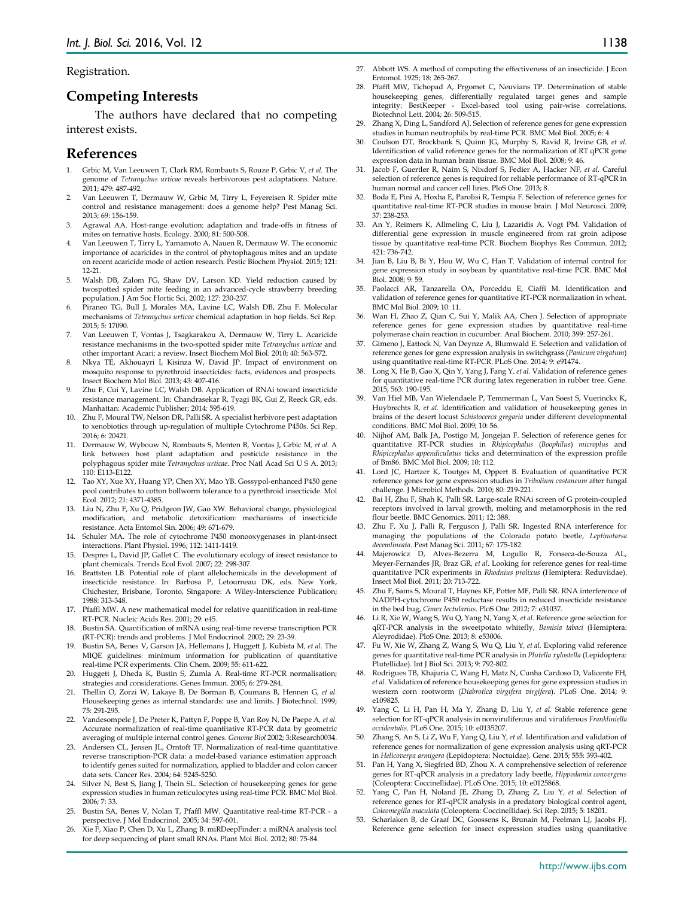Registration.

## Competing Interests

The authors have declared that no competing interest exists.

## References

1. Grbic M, Van Leeuwen T, Clark RM, Rombauts S, Rouze P, Grbic V, *et al.* The genome of *Tetranychus urticae* reveals herbivorous pest adaptations. Nature. 2011; 479: 487-492.
2. Van Leeuwen T, Dermauw W, Grbic M, Tirry L, Feyereisen R. Spider mite control and resistance management: does a genome help? Pest Manag Sci. 2013; 69: 156-159.
3. Agrawal AA. Host-range evolution: adaptation and trade-offs in fitness of mites on ternative hosts. Ecology. 2000; 81: 500-508.
4. Van Leeuwen T, Tirry L, Yamamoto A, Nauen R, Dermauw W. The economic importance of acaricides in the control of phytophagous mites and an update on recent acaricide mode of action research. Pestic Biochem Physiol. 2015; 121: 12-21.
5. Walsh DB, Zalom FG, Shaw DV, Larson KD. Yield reduction caused by twospotted spider mite feeding in an advanced-cycle strawberry breeding population. J Am Soc Hortic Sci. 2002; 127: 230-237.
6. Piraneo TG, Bull J, Morales MA, Lavine LC, Walsh DB, Zhu F. Molecular mechanisms of *Tetranychus urticae* chemical adaptation in hop fields. Sci Rep. 2015; 5: 17090.
7. Van Leeuwen T, Vontas J, Tsagkarakou A, Dermauw W, Tirry L. Acaricide resistance mechanisms in the two-spotted spider mite *Tetranychus urticae* and other important Acari: a review. Insect Biochem Mol Biol. 2010; 40: 563-572.
8. Nkya TE, Akhouayri I, Kisinza W, David JP. Impact of environment on mosquito response to pyrethroid insecticides: facts, evidences and prospects. Insect Biochem Mol Biol. 2013; 43: 407-416.
9. Zhu F, Cui Y, Lavine LC, Walsh DB. Application of RNAi toward insecticide resistance management. In: Chandrasekar R, Tyagi BK, Gui Z, Reeck GR, eds. Manhattan: Academic Publisher; 2014: 595-619.
10. Zhu F, Moural TW, Nelson DR, Palli SR. A specialist herbivore pest adaptation to xenobiotics through up-regulation of multiple Cytochrome P450s. Sci Rep. 2016; 6: 20421.
11. Dermauw W, Wybouw N, Rombauts S, Menten B, Vontas J, Grbic M, *et al.* A link between host plant adaptation and pesticide resistance in the polyphagous spider mite *Tetranychus urticae*. Proc Natl Acad Sci U S A. 2013; 110: E113-E122.
12. Tao XY, Xue XY, Huang YP, Chen XY, Mao YB. Gossypol-enhanced P450 gene pool contributes to cotton bollworm tolerance to a pyrethroid insecticide. Mol Ecol. 2012; 21: 4371-4385.
13. Liu N, Zhu F, Xu Q, Pridgeon JW, Gao XW. Behavioral change, physiological modification, and metabolic detoxification: mechanisms of insecticide resistance. Acta Entomol Sin. 2006; 49: 671-679.
14. Schuler MA. The role of cytochrome P450 monooxygenases in plant-insect interactions. Plant Physiol. 1996; 112: 1411-1419.
15. Despres L, David JP, Gallet C. The evolutionary ecology of insect resistance to plant chemicals. Trends Ecol Evol. 2007; 22: 298-307.
16. Brattsten LB. Potential role of plant allelochemicals in the development of insecticide resistance. In: Barbosa P, Letourneau DK, eds. New York, Chichester, Brisbane, Toronto, Singapore: A Wiley-Interscience Publication; 1988: 313-348.
17. Pfaffl MW. A new mathematical model for relative quantification in real-time RT-PCR. Nucleic Acids Res. 2001; 29: e45.
18. Bustin SA. Quantification of mRNA using real-time reverse transcription PCR (RT-PCR): trends and problems. J Mol Endocrinol. 2002; 29: 23-39.
19. Bustin SA, Benes V, Garson JA, Hellemans J, Huggett J, Kubista M, *et al.* The MIQE guidelines: minimum information for publication of quantitative real-time PCR experiments. Clin Chem. 2009; 55: 611-622.
20. Huggett J, Dheda K, Bustin S, Zumla A. Real-time RT-PCR normalisation; strategies and considerations. Genes Immun. 2005; 6: 279-284.
21. Thellin O, Zorzi W, Lakaye B, De Borman B, Coumans B, Hennen G, *et al.* Housekeeping genes as internal standards: use and limits. J Biotechnol. 1999; 75: 291-295.
22. Vandesompele J, De Preter K, Pattyn F, Poppe B, Van Roy N, De Paepe A, *et al.* Accurate normalization of real-time quantitative RT-PCR data by geometric averaging of multiple internal control genes. *Genome Biol* 2002; 3:Research0034.
23. Andersen CL, Jensen JL, Orntoft TF. Normalization of real-time quantitative reverse transcription-PCR data: a model-based variance estimation approach to identify genes suited for normalization, applied to bladder and colon cancer data sets. Cancer Res. 2004; 64: 5245-5250.
24. Silver N, Best S, Jiang J, Thein SL. Selection of housekeeping genes for gene expression studies in human reticulocytes using real-time PCR. BMC Mol Biol. 2006; 7: 33.
25. Bustin SA, Benes V, Nolan T, Pfaffl MW. Quantitative real-time RT-PCR - a perspective. J Mol Endocrinol. 2005; 34: 597-601.
26. Xie F, Xiao P, Chen D, Xu L, Zhang B. miRDeepFinder: a miRNA analysis tool for deep sequencing of plant small RNAs. Plant Mol Biol. 2012; 80: 75-84.
27. Abbott WS. A method of computing the effectiveness of an insecticide. J Econ Entomol. 1925; 18: 265-267.
28. Pfaffl MW, Tichopad A, Prgomet C, Neuvians TP. Determination of stable housekeeping genes, differentially regulated target genes and sample integrity: BestKeeper - Excel-based tool using pair-wise correlations. Biotechnol Lett. 2004; 26: 509-515.
29. Zhang X, Ding L, Sandford AJ. Selection of reference genes for gene expression studies in human neutrophils by real-time PCR. BMC Mol Biol. 2005; 6: 4.
30. Coulson DT, Brockbank S, Quinn JG, Murphy S, Ravid R, Irvine GB, *et al.* Identification of valid reference genes for the normalization of RT qPCR gene expression data in human brain tissue. BMC Mol Biol. 2008; 9: 46.
31. Jacob F, Guertler R, Naim S, Nixdorf S, Fedier A, Hacker NF, *et al.* Careful selection of reference genes is required for reliable performance of RT-qPCR in human normal and cancer cell lines. PloS One. 2013; 8.
32. Boda E, Pini A, Hoxha E, Parolisi R, Tempia F. Selection of reference genes for quantitative real-time RT-PCR studies in mouse brain. J Mol Neurosci. 2009; 37: 238-253.
33. An Y, Reimers K, Allmeling C, Liu J, Lazaridis A, Vogt PM. Validation of differential gene expression in muscle engineered from rat groin adipose tissue by quantitative real-time PCR. Biochem Biophys Res Commun. 2012; 421: 736-742.
34. Jian B, Liu B, Bi Y, Hou W, Wu C, Han T. Validation of internal control for gene expression study in soybean by quantitative real-time PCR. BMC Mol Biol. 2008; 9: 59.
35. Paolacci AR, Tanzarella OA, Porceddu E, Ciaffi M. Identification and validation of reference genes for quantitative RT-PCR normalization in wheat. BMC Mol Biol. 2009; 10: 11.
36. Wan H, Zhao Z, Qian C, Sui Y, Malik AA, Chen J. Selection of appropriate reference genes for gene expression studies by quantitative real-time polymerase chain reaction in cucumber. Anal Biochem. 2010; 399: 257-261.
37. Gimeno J, Eattock N, Van Deynze A, Blumwald E. Selection and validation of reference genes for gene expression analysis in switchgrass (*Panicum virgatum*) using quantitative real-time RT-PCR. PLoS One. 2014; 9: e91474.
38. Long X, He B, Gao X, Qin Y, Yang J, Fang Y, *et al.* Validation of reference genes for quantitative real-time PCR during latex regeneration in rubber tree. Gene. 2015; 563: 190-195.
39. Van Hiel MB, Van Wielendaele P, Temmerman L, Van Soest S, Vuerinckx K, Huybrechts R, *et al.* Identification and validation of housekeeping genes in brains of the desert locust *Schistocerca gregaria* under different developmental conditions. BMC Mol Biol. 2009; 10: 56.
40. Nijhof AM, Balk JA, Postigo M, Jongejan F. Selection of reference genes for quantitative RT-PCR studies in *Rhipicephalus* (*Boophilus*) *microplus* and *Rhipicephalus appendiculatus* ticks and determination of the expression profile of Bm86. BMC Mol Biol. 2009; 10: 112.
41. Lord JC, Hartzer K, Toutges M, Oppert B. Evaluation of quantitative PCR reference genes for gene expression studies in *Tribolium castaneum* after fungal challenge. J Microbiol Methods. 2010; 80: 219-221.
42. Bai H, Zhu F, Shah K, Palli SR. Large-scale RNAi screen of G protein-coupled receptors involved in larval growth, molting and metamorphosis in the red flour beetle. BMC Genomics. 2011; 12: 388.
43. Zhu F, Xu J, Palli R, Ferguson J, Palli SR. Ingested RNA interference for managing the populations of the Colorado potato beetle, *Leptinotarsa decemlineata*. Pest Manag Sci. 2011; 67: 175-182.
44. Majerowicz D, Alves-Bezerra M, Logullo R, Fonseca-de-Souza AL, Meyer-Fernandes JR, Braz GR, *et al.* Looking for reference genes for real-time quantitative PCR experiments in *Rhodnius prolixus* (Hemiptera: Reduviidae). Insect Mol Biol. 2011; 20: 713-722.
45. Zhu F, Sams S, Moural T, Haynes KF, Potter MF, Palli SR. RNA interference of NADPH-cytochrome P450 reductase results in reduced insecticide resistance in the bed bug, *Cimex lectularius*. PloS One. 2012; 7: e31037.
46. Li R, Xie W, Wang S, Wu Q, Yang N, Yang X, *et al.* Reference gene selection for qRT-PCR analysis in the sweetpotato whitefly, *Bemisia tabaci* (Hemiptera: Aleyrodidae). PloS One. 2013; 8: e53006.
47. Fu W, Xie W, Zhang Z, Wang S, Wu Q, Liu Y, *et al.* Exploring valid reference genes for quantitative real-time PCR analysis in *Plutella xylostella* (Lepidoptera: Plutellidae). Int J Biol Sci. 2013; 9: 792-802.
48. Rodrigues TB, Khajuria C, Wang H, Matz N, Cunha Cardoso D, Valicente FH, *et al.* Validation of reference housekeeping genes for gene expression studies in western corn rootworm (*Diabrotica virgifera virgifera*). PLoS One. 2014; 9: e109825.
49. Yang C, Li H, Pan H, Ma Y, Zhang D, Liu Y, *et al.* Stable reference gene selection for RT-qPCR analysis in nonviruliferous and viruliferous *Frankliniella occidentalis*. PLoS One. 2015; 10: e0135207.
50. Zhang S, An S, Li Z, Wu F, Yang Q, Liu Y, *et al.* Identification and validation of reference genes for normalization of gene expression analysis using qRT-PCR in *Helicoverpa armigera* (Lepidoptera: Noctuidae). Gene. 2015; 555: 393-402.
51. Pan H, Yang X, Siegfried BD, Zhou X. A comprehensive selection of reference genes for RT-qPCR analysis in a predatory lady beetle, *Hippodamia convergens* (Coleoptera: Coccinellidae). PLoS One. 2015; 10: e0125868.
52. Yang C, Pan H, Noland JE, Zhang D, Zhang Z, Liu Y, *et al.* Selection of reference genes for RT-qPCR analysis in a predatory biological control agent, *Coleomegilla maculata* (Coleoptera: Coccinellidae). Sci Rep. 2015; 5: 18201.
53. Scharlaken B, de Graaf DC, Goossens K, Brunain M, Peelman LJ, Jacobs FJ. Reference gene selection for insect expression studies using quantitative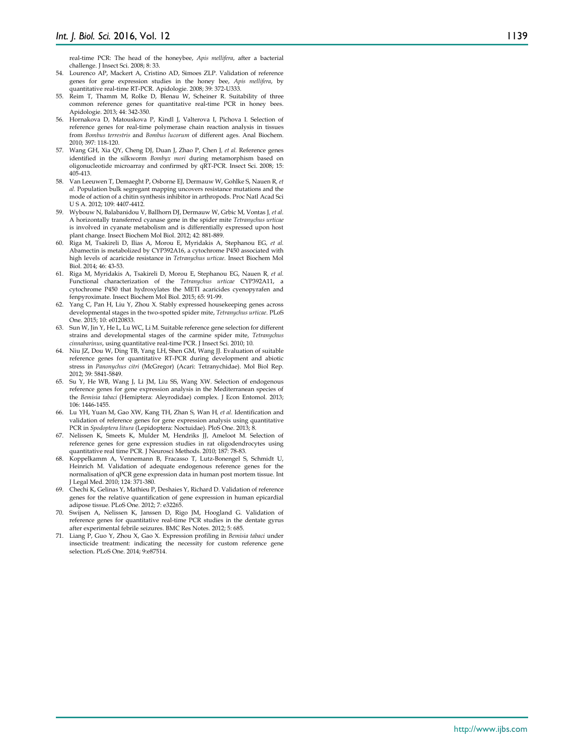real-time PCR: The head of the honeybee, *Apis mellifera*, after a bacterial challenge. J Insect Sci. 2008; 8: 33.

54. Lourenco AP, Mackert A, Cristino AD, Simoes ZLP. Validation of reference genes for gene expression studies in the honey bee, *Apis mellifera*, by quantitative real-time RT-PCR. Apidologie. 2008; 39: 372-U333.
55. Reim T, Thamm M, Rolke D, Blenau W, Scheiner R. Suitability of three common reference genes for quantitative real-time PCR in honey bees. Apidologie. 2013; 44: 342-350.
56. Hornakova D, Matouskova P, Kindl J, Valterova I, Pichova I. Selection of reference genes for real-time polymerase chain reaction analysis in tissues from *Bombus terrestris* and *Bombus lucorum* of different ages. Anal Biochem. 2010; 397: 118-120.
57. Wang GH, Xia QY, Cheng DJ, Duan J, Zhao P, Chen J, *et al.* Reference genes identified in the silkworm *Bombyx mori* during metamorphism based on oligonucleotide microarray and confirmed by qRT-PCR. Insect Sci. 2008; 15: 405-413.
58. Van Leeuwen T, Demaeght P, Osborne EJ, Dermauw W, Gohlke S, Nauen R, *et al.* Population bulk segregant mapping uncovers resistance mutations and the mode of action of a chitin synthesis inhibitor in arthropods. Proc Natl Acad Sci U S A. 2012; 109: 4407-4412.
59. Wybouw N, Balabanidou V, Ballhorn DJ, Dermauw W, Grbic M, Vontas J, *et al.* A horizontally transferred cyanase gene in the spider mite *Tetranychus urticae* is involved in cyanate metabolism and is differentially expressed upon host plant change. Insect Biochem Mol Biol. 2012; 42: 881-889.
60. Riga M, Tsakireli D, Ilias A, Morou E, Myridakis A, Stephanou EG, *et al.* Abamectin is metabolized by CYP392A16, a cytochrome P450 associated with high levels of acaricide resistance in *Tetranychus urticae*. Insect Biochem Mol Biol. 2014; 46: 43-53.
61. Riga M, Myridakis A, Tsakireli D, Morou E, Stephanou EG, Nauen R, *et al.* Functional characterization of the *Tetranychus urticae* CYP392A11, a cytochrome P450 that hydroxylates the METI acaricides cyenopyrafen and fenpyroximate. Insect Biochem Mol Biol. 2015; 65: 91-99.
62. Yang C, Pan H, Liu Y, Zhou X. Stably expressed housekeeping genes across developmental stages in the two-spotted spider mite, *Tetranychus urticae*. PLoS One. 2015; 10: e0120833.
63. Sun W, Jin Y, He L, Lu WC, Li M. Suitable reference gene selection for different strains and developmental stages of the carmine spider mite, *Tetranychus cinnabarinus*, using quantitative real-time PCR. J Insect Sci. 2010; 10.
64. Niu JZ, Dou W, Ding TB, Yang LH, Shen GM, Wang JJ. Evaluation of suitable reference genes for quantitative RT-PCR during development and abiotic stress in *Panonychus citri* (McGregor) (Acari: Tetranychidae). Mol Biol Rep. 2012; 39: 5841-5849.
65. Su Y, He WB, Wang J, Li JM, Liu SS, Wang XW. Selection of endogenous reference genes for gene expression analysis in the Mediterranean species of the *Bemisia tabaci* (Hemiptera: Aleyrodidae) complex. J Econ Entomol. 2013; 106: 1446-1455.
66. Lu YH, Yuan M, Gao XW, Kang TH, Zhan S, Wan H, *et al.* Identification and validation of reference genes for gene expression analysis using quantitative PCR in *Spodoptera litura* (Lepidoptera: Noctuidae). PloS One. 2013; 8.
67. Nelissen K, Smeets K, Mulder M, Hendriks JJ, Ameloot M. Selection of reference genes for gene expression studies in rat oligodendrocytes using quantitative real time PCR. J Neurosci Methods. 2010; 187: 78-83.
68. Koppelkamm A, Vennemann B, Fracasso T, Lutz-Bonengel S, Schmidt U, Heinrich M. Validation of adequate endogenous reference genes for the normalisation of qPCR gene expression data in human post mortem tissue. Int J Legal Med. 2010; 124: 371-380.
69. Chechi K, Gelinas Y, Mathieu P, Deshaies Y, Richard D. Validation of reference genes for the relative quantification of gene expression in human epicardial adipose tissue. PLoS One. 2012; 7: e32265.
70. Swijsen A, Nelissen K, Janssen D, Rigo JM, Hoogland G. Validation of reference genes for quantitative real-time PCR studies in the dentate gyrus after experimental febrile seizures. BMC Res Notes. 2012; 5: 685.
71. Liang P, Guo Y, Zhou X, Gao X. Expression profiling in *Bemisia tabaci* under insecticide treatment: indicating the necessity for custom reference gene selection. PLoS One. 2014; 9:e87514.